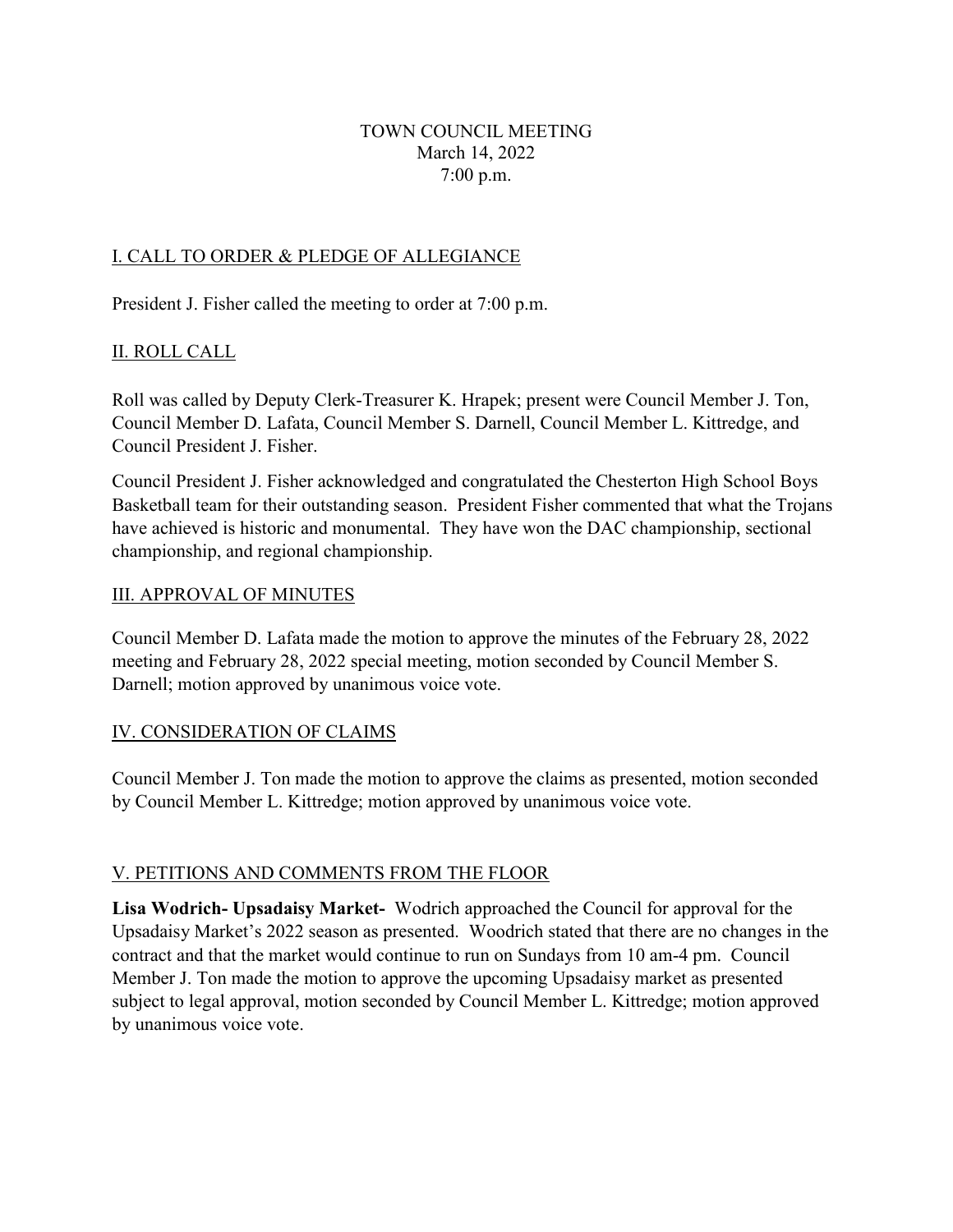# TOWN COUNCIL MEETING
March 14, 2022
7:00 p.m.

## I. CALL TO ORDER & PLEDGE OF ALLEGIANCE

President J. Fisher called the meeting to order at 7:00 p.m.

## II. ROLL CALL

Roll was called by Deputy Clerk-Treasurer K. Hrapek; present were Council Member J. Ton, Council Member D. Lafata, Council Member S. Darnell, Council Member L. Kittredge, and Council President J. Fisher.

Council President J. Fisher acknowledged and congratulated the Chesterton High School Boys Basketball team for their outstanding season. President Fisher commented that what the Trojans have achieved is historic and monumental. They have won the DAC championship, sectional championship, and regional championship.

## III. APPROVAL OF MINUTES

Council Member D. Lafata made the motion to approve the minutes of the February 28, 2022 meeting and February 28, 2022 special meeting, motion seconded by Council Member S. Darnell; motion approved by unanimous voice vote.

## IV. CONSIDERATION OF CLAIMS

Council Member J. Ton made the motion to approve the claims as presented, motion seconded by Council Member L. Kittredge; motion approved by unanimous voice vote.

## V. PETITIONS AND COMMENTS FROM THE FLOOR

**Lisa Wodrich- Upsadaisy Market-** Wodrich approached the Council for approval for the Upsadaisy Market's 2022 season as presented. Wodrich stated that there are no changes in the contract and that the market would continue to run on Sundays from 10 am-4 pm. Council Member J. Ton made the motion to approve the upcoming Upsadaisy market as presented subject to legal approval, motion seconded by Council Member L. Kittredge; motion approved by unanimous voice vote.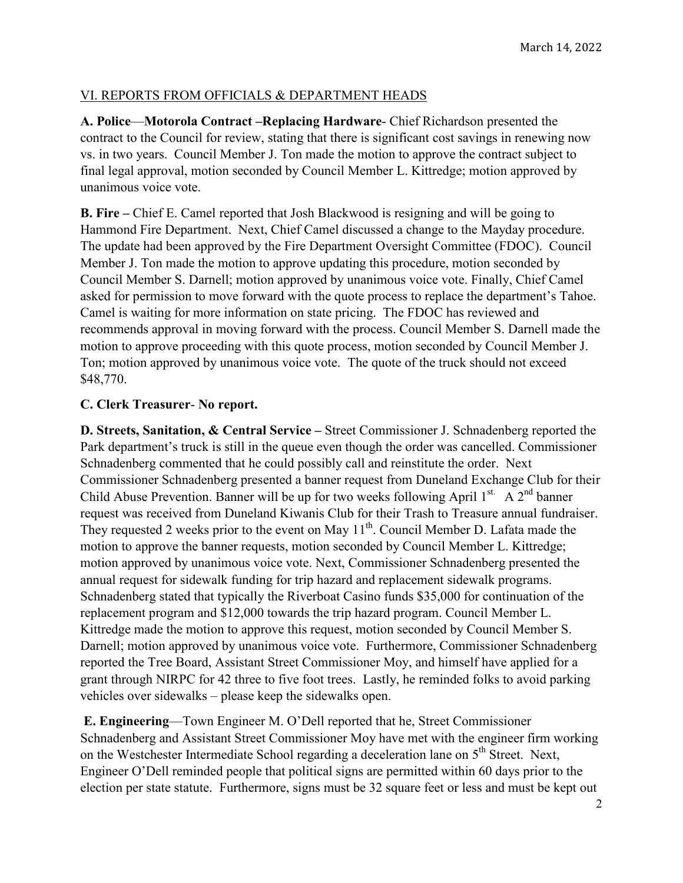## VI. REPORTS FROM OFFICIALS & DEPARTMENT HEADS

**A. Police**—**Motorola Contract –Replacing Hardware**- Chief Richardson presented the contract to the Council for review, stating that there is significant cost savings in renewing now vs. in two years. Council Member J. Ton made the motion to approve the contract subject to final legal approval, motion seconded by Council Member L. Kittredge; motion approved by unanimous voice vote.

**B. Fire –** Chief E. Camel reported that Josh Blackwood is resigning and will be going to Hammond Fire Department. Next, Chief Camel discussed a change to the Mayday procedure. The update had been approved by the Fire Department Oversight Committee (FDOC). Council Member J. Ton made the motion to approve updating this procedure, motion seconded by Council Member S. Darnell; motion approved by unanimous voice vote. Finally, Chief Camel asked for permission to move forward with the quote process to replace the department's Tahoe. Camel is waiting for more information on state pricing. The FDOC has reviewed and recommends approval in moving forward with the process. Council Member S. Darnell made the motion to approve proceeding with this quote process, motion seconded by Council Member J. Ton; motion approved by unanimous voice vote. The quote of the truck should not exceed $48,770.

**C. Clerk Treasurer**- **No report.**

**D. Streets, Sanitation, & Central Service –** Street Commissioner J. Schnadenberg reported the Park department's truck is still in the queue even though the order was cancelled. Commissioner Schnadenberg commented that he could possibly call and reinstitute the order. Next Commissioner Schnadenberg presented a banner request from Duneland Exchange Club for their Child Abuse Prevention. Banner will be up for two weeks following April 1st. A 2nd banner request was received from Duneland Kiwanis Club for their Trash to Treasure annual fundraiser. They requested 2 weeks prior to the event on May 11th. Council Member D. Lafata made the motion to approve the banner requests, motion seconded by Council Member L. Kittredge; motion approved by unanimous voice vote. Next, Commissioner Schnadenberg presented the annual request for sidewalk funding for trip hazard and replacement sidewalk programs. Schnadenberg stated that typically the Riverboat Casino funds $35,000 for continuation of the replacement program and $12,000 towards the trip hazard program. Council Member L. Kittredge made the motion to approve this request, motion seconded by Council Member S. Darnell; motion approved by unanimous voice vote. Furthermore, Commissioner Schnadenberg reported the Tree Board, Assistant Street Commissioner Moy, and himself have applied for a grant through NIRPC for 42 three to five foot trees. Lastly, he reminded folks to avoid parking vehicles over sidewalks – please keep the sidewalks open.

**E. Engineering**—Town Engineer M. O'Dell reported that he, Street Commissioner Schnadenberg and Assistant Street Commissioner Moy have met with the engineer firm working on the Westchester Intermediate School regarding a deceleration lane on 5th Street. Next, Engineer O'Dell reminded people that political signs are permitted within 60 days prior to the election per state statute. Furthermore, signs must be 32 square feet or less and must be kept out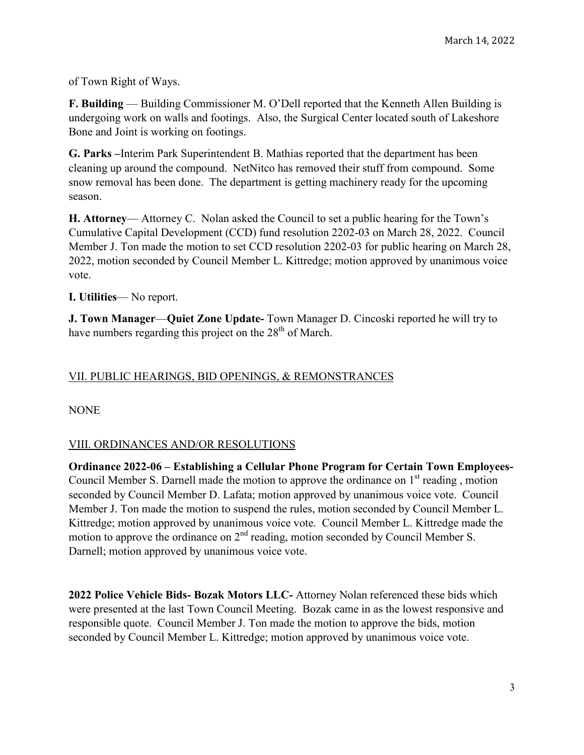of Town Right of Ways.

**F. Building** — Building Commissioner M. O'Dell reported that the Kenneth Allen Building is undergoing work on walls and footings. Also, the Surgical Center located south of Lakeshore Bone and Joint is working on footings.

**G. Parks –** Interim Park Superintendent B. Mathias reported that the department has been cleaning up around the compound. NetNitco has removed their stuff from compound. Some snow removal has been done. The department is getting machinery ready for the upcoming season.

**H. Attorney**— Attorney C. Nolan asked the Council to set a public hearing for the Town's Cumulative Capital Development (CCD) fund resolution 2202-03 on March 28, 2022. Council Member J. Ton made the motion to set CCD resolution 2202-03 for public hearing on March 28, 2022, motion seconded by Council Member L. Kittredge; motion approved by unanimous voice vote.

**I. Utilities**— No report.

**J. Town Manager**—**Quiet Zone Update-** Town Manager D. Cincoski reported he will try to have numbers regarding this project on the 28th of March.

## VII. PUBLIC HEARINGS, BID OPENINGS, & REMONSTRANCES

NONE

## VIII. ORDINANCES AND/OR RESOLUTIONS

**Ordinance 2022-06 – Establishing a Cellular Phone Program for Certain Town Employees-** Council Member S. Darnell made the motion to approve the ordinance on 1st reading , motion seconded by Council Member D. Lafata; motion approved by unanimous voice vote. Council Member J. Ton made the motion to suspend the rules, motion seconded by Council Member L. Kittredge; motion approved by unanimous voice vote. Council Member L. Kittredge made the motion to approve the ordinance on 2nd reading, motion seconded by Council Member S. Darnell; motion approved by unanimous voice vote.

**2022 Police Vehicle Bids- Bozak Motors LLC-** Attorney Nolan referenced these bids which were presented at the last Town Council Meeting. Bozak came in as the lowest responsive and responsible quote. Council Member J. Ton made the motion to approve the bids, motion seconded by Council Member L. Kittredge; motion approved by unanimous voice vote.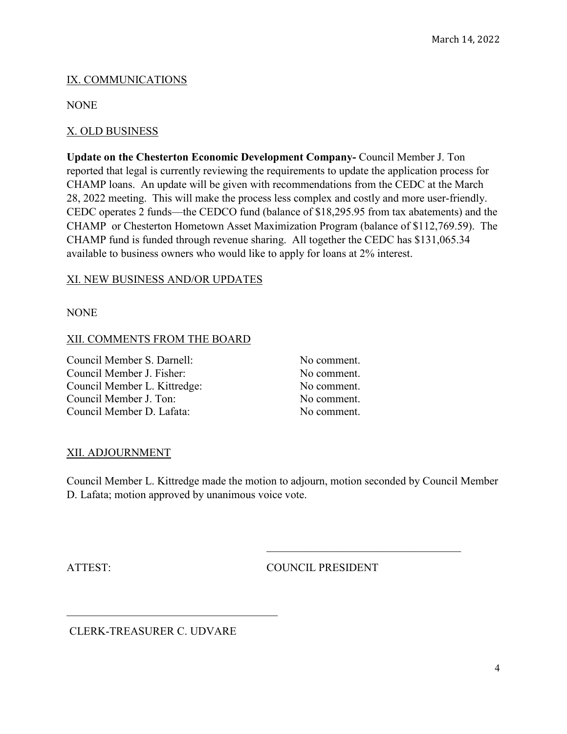## IX. COMMUNICATIONS

NONE

## X. OLD BUSINESS

**Update on the Chesterton Economic Development Company-** Council Member J. Ton reported that legal is currently reviewing the requirements to update the application process for CHAMP loans. An update will be given with recommendations from the CEDC at the March 28, 2022 meeting. This will make the process less complex and costly and more user-friendly. CEDC operates 2 funds—the CEDCO fund (balance of $18,295.95 from tax abatements) and the CHAMP or Chesterton Hometown Asset Maximization Program (balance of $112,769.59). The CHAMP fund is funded through revenue sharing. All together the CEDC has $131,065.34 available to business owners who would like to apply for loans at 2% interest.

## XI. NEW BUSINESS AND/OR UPDATES

NONE

## XII. COMMENTS FROM THE BOARD

| | |
|---|---|
| Council Member S. Darnell: | No comment. |
| Council Member J. Fisher: | No comment. |
| Council Member L. Kittredge: | No comment. |
| Council Member J. Ton: | No comment. |
| Council Member D. Lafata: | No comment. |

## XII. ADJOURNMENT

Council Member L. Kittredge made the motion to adjourn, motion seconded by Council Member D. Lafata; motion approved by unanimous voice vote.

ATTEST: ____________________________________ COUNCIL PRESIDENT

____________________________________

CLERK-TREASURER C. UDVARE